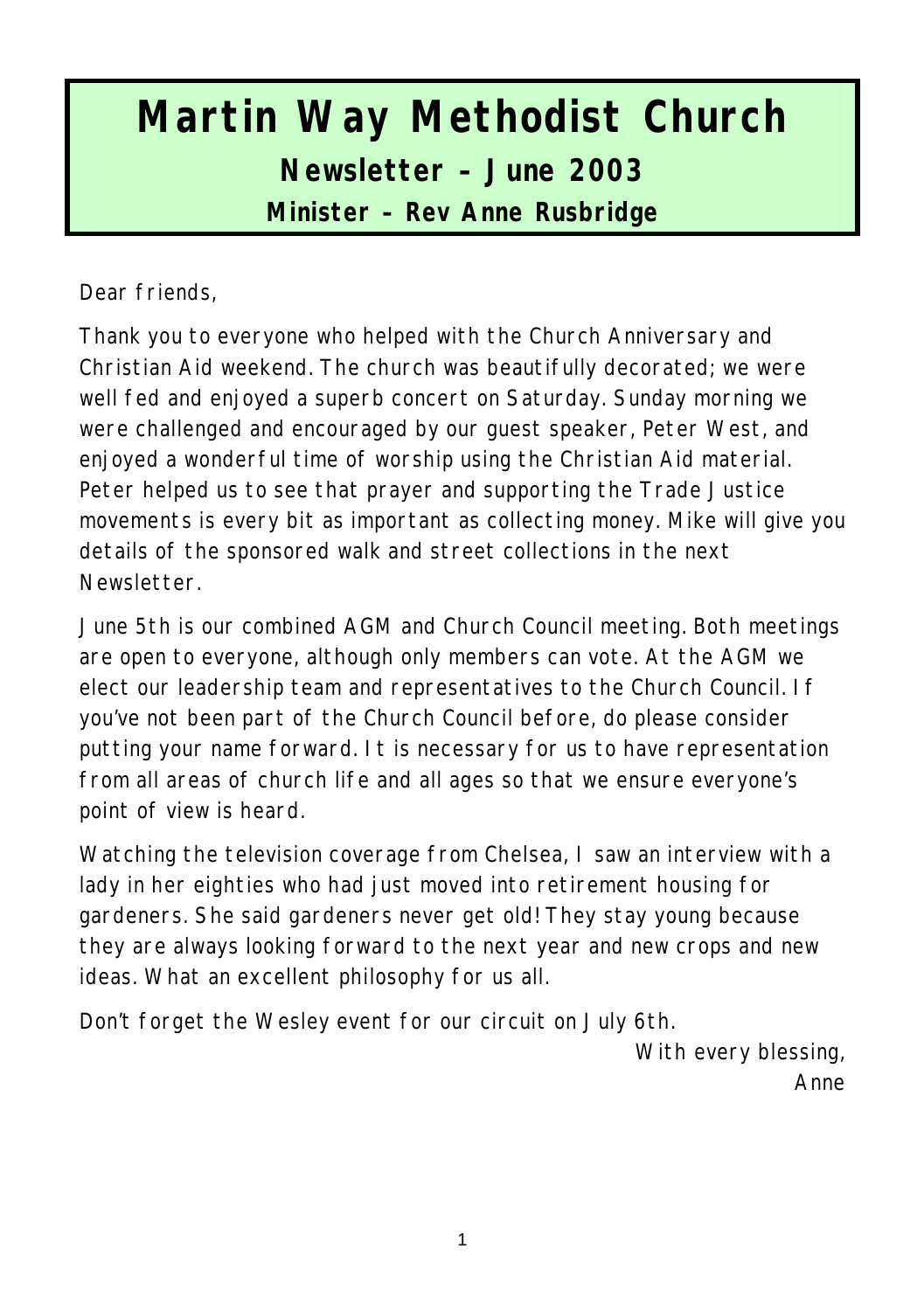# Martin Way Methodist Church

## Newsletter – June 2003

### Minister – Rev Anne Rusbridge

Dear friends,

Thank you to everyone who helped with the Church Anniversary and Christian Aid weekend. The church was beautifully decorated; we were well fed and enjoyed a superb concert on Saturday. Sunday morning we were challenged and encouraged by our guest speaker, Peter West, and enjoyed a wonderful time of worship using the Christian Aid material. Peter helped us to see that prayer and supporting the Trade Justice movements is every bit as important as collecting money. Mike will give you details of the sponsored walk and street collections in the next Newsletter.

June 5th is our combined AGM and Church Council meeting. Both meetings are open to everyone, although only members can vote. At the AGM we elect our leadership team and representatives to the Church Council. If you've not been part of the Church Council before, do please consider putting your name forward. It is necessary for us to have representation from all areas of church life and all ages so that we ensure everyone's point of view is heard.

Watching the television coverage from Chelsea, I saw an interview with a lady in her eighties who had just moved into retirement housing for gardeners. She said gardeners never get old! They stay young because they are always looking forward to the next year and new crops and new ideas. What an excellent philosophy for us all.

Don't forget the Wesley event for our circuit on July 6th.

With every blessing,
Anne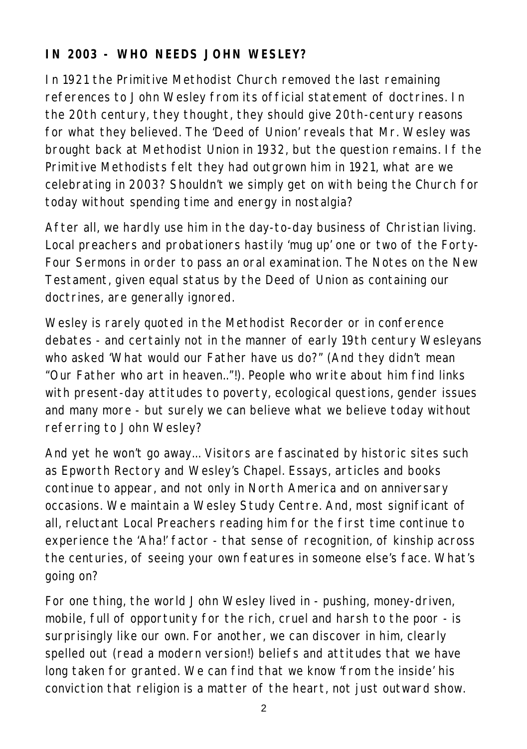**IN 2003 - WHO NEEDS JOHN WESLEY?**

In 1921 the Primitive Methodist Church removed the last remaining references to John Wesley from its official statement of doctrines. In the 20th century, they thought, they should give 20th-century reasons for what they believed. The 'Deed of Union' reveals that Mr. Wesley was brought back at Methodist Union in 1932, but the question remains. If the Primitive Methodists felt they had outgrown him in 1921, what are we celebrating in 2003? Shouldn't we simply get on with being the Church for today without spending time and energy in nostalgia?

After all, we hardly use him in the day-to-day business of Christian living. Local preachers and probationers hastily 'mug up' one or two of the Forty-Four Sermons in order to pass an oral examination. The Notes on the New Testament, given equal status by the Deed of Union as containing our doctrines, are generally ignored.

Wesley is rarely quoted in the Methodist Recorder or in conference debates - and certainly not in the manner of early 19th century Wesleyans who asked 'What would our Father have us do?" (And they didn't mean "Our Father who art in heaven.."!). People who write about him find links with present-day attitudes to poverty, ecological questions, gender issues and many more - but surely we can believe what we believe today without referring to John Wesley?

And yet he won't go away... Visitors are fascinated by historic sites such as Epworth Rectory and Wesley's Chapel. Essays, articles and books continue to appear, and not only in North America and on anniversary occasions. We maintain a Wesley Study Centre. And, most significant of all, reluctant Local Preachers reading him for the first time continue to experience the 'Aha!' factor - that sense of recognition, of kinship across the centuries, of seeing your own features in someone else's face. What's going on?

For one thing, the world John Wesley lived in - pushing, money-driven, mobile, full of opportunity for the rich, cruel and harsh to the poor - is surprisingly like our own. For another, we can discover in him, clearly spelled out (read a modern version!) beliefs and attitudes that we have long taken for granted. We can find that we know 'from the inside' his conviction that religion is a matter of the heart, not just outward show.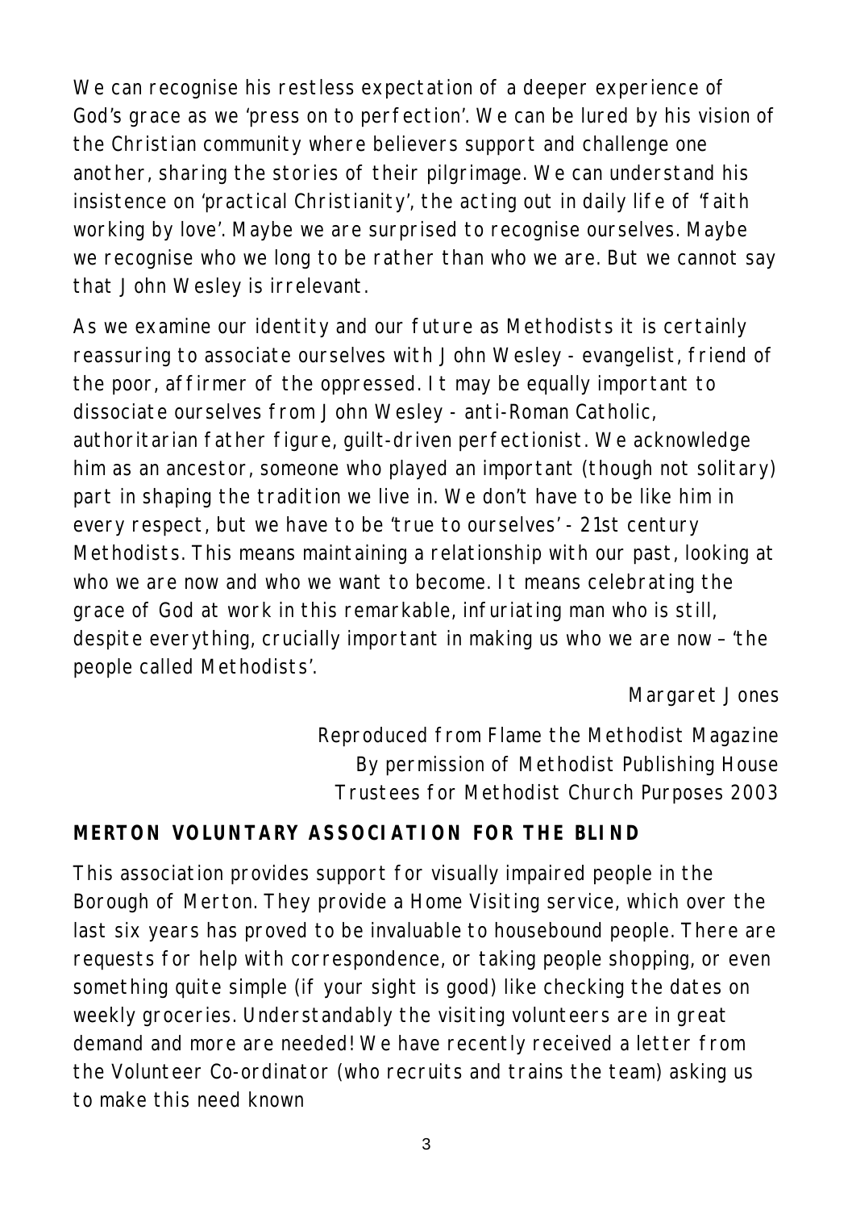We can recognise his restless expectation of a deeper experience of God's grace as we 'press on to perfection'. We can be lured by his vision of the Christian community where believers support and challenge one another, sharing the stories of their pilgrimage. We can understand his insistence on 'practical Christianity', the acting out in daily life of 'faith working by love'. Maybe we are surprised to recognise ourselves. Maybe we recognise who we long to be rather than who we are. But we cannot say that John Wesley is irrelevant.

As we examine our identity and our future as Methodists it is certainly reassuring to associate ourselves with John Wesley - evangelist, friend of the poor, affirmer of the oppressed. It may be equally important to dissociate ourselves from John Wesley - anti-Roman Catholic, authoritarian father figure, guilt-driven perfectionist. We acknowledge him as an ancestor, someone who played an important (though not solitary) part in shaping the tradition we live in. We don't have to be like him in every respect, but we have to be 'true to ourselves' - 21st century Methodists. This means maintaining a relationship with our past, looking at who we are now and who we want to become. It means celebrating the grace of God at work in this remarkable, infuriating man who is still, despite everything, crucially important in making us who we are now – 'the people called Methodists'.

Margaret Jones

Reproduced from Flame the Methodist Magazine
By permission of Methodist Publishing House
Trustees for Methodist Church Purposes 2003

**MERTON VOLUNTARY ASSOCIATION FOR THE BLIND**

This association provides support for visually impaired people in the Borough of Merton. They provide a Home Visiting service, which over the last six years has proved to be invaluable to housebound people. There are requests for help with correspondence, or taking people shopping, or even something quite simple (if your sight is good) like checking the dates on weekly groceries. Understandably the visiting volunteers are in great demand and more are needed! We have recently received a letter from the Volunteer Co-ordinator (who recruits and trains the team) asking us to make this need known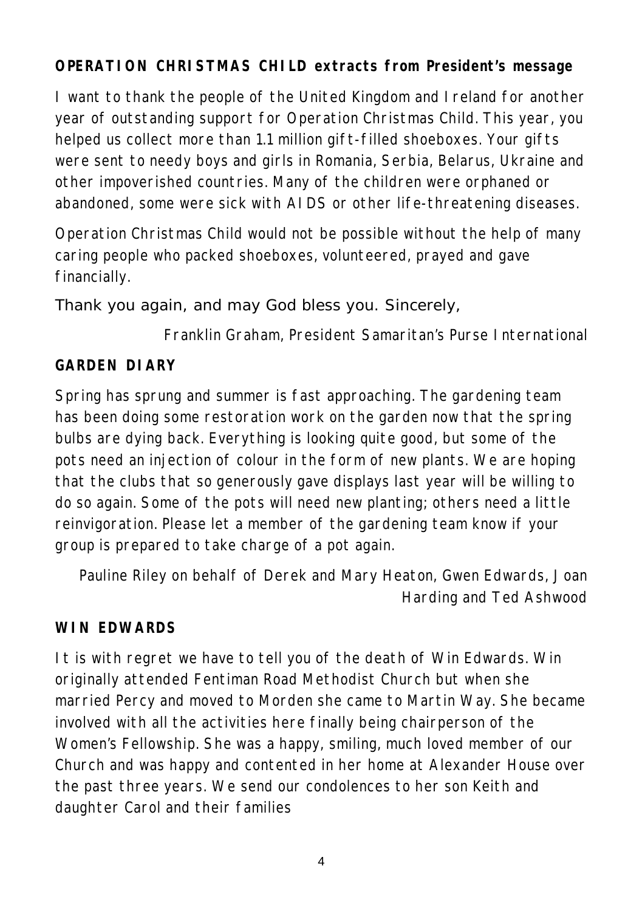**OPERATION CHRISTMAS CHILD extracts from President's message**

I want to thank the people of the United Kingdom and Ireland for another year of outstanding support for Operation Christmas Child. This year, you helped us collect more than 1.1 million gift-filled shoeboxes. Your gifts were sent to needy boys and girls in Romania, Serbia, Belarus, Ukraine and other impoverished countries. Many of the children were orphaned or abandoned, some were sick with AIDS or other life-threatening diseases.

Operation Christmas Child would not be possible without the help of many caring people who packed shoeboxes, volunteered, prayed and gave financially.

Thank you again, and may God bless you. Sincerely,

Franklin Graham, President Samaritan's Purse International

**GARDEN DIARY**

Spring has sprung and summer is fast approaching. The gardening team has been doing some restoration work on the garden now that the spring bulbs are dying back. Everything is looking quite good, but some of the pots need an injection of colour in the form of new plants. We are hoping that the clubs that so generously gave displays last year will be willing to do so again. Some of the pots will need new planting; others need a little reinvigoration. Please let a member of the gardening team know if your group is prepared to take charge of a pot again.

Pauline Riley on behalf of Derek and Mary Heaton, Gwen Edwards, Joan Harding and Ted Ashwood

**WIN EDWARDS**

It is with regret we have to tell you of the death of Win Edwards. Win originally attended Fentiman Road Methodist Church but when she married Percy and moved to Morden she came to Martin Way. She became involved with all the activities here finally being chairperson of the Women's Fellowship. She was a happy, smiling, much loved member of our Church and was happy and contented in her home at Alexander House over the past three years. We send our condolences to her son Keith and daughter Carol and their families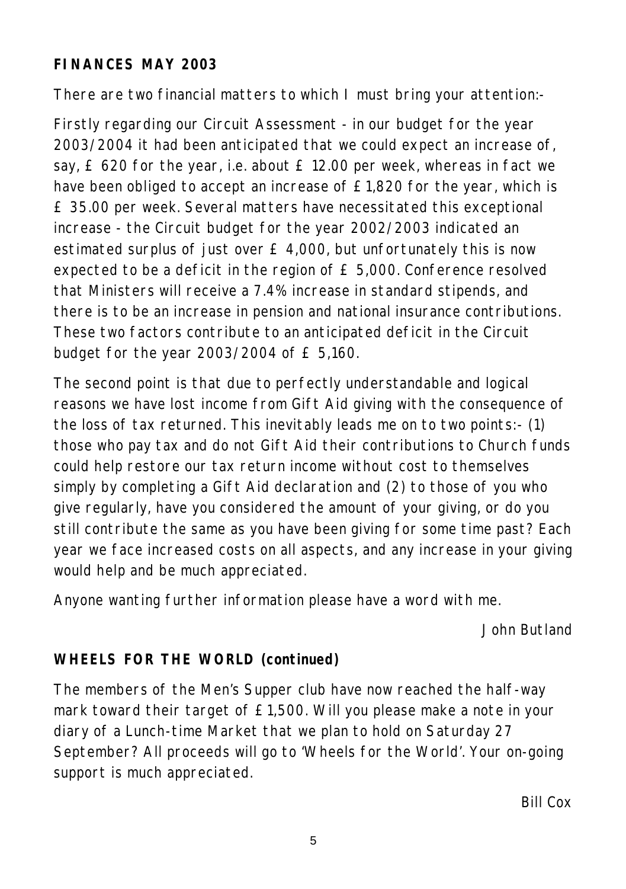**FINANCES MAY 2003**

There are two financial matters to which I must bring your attention:-

Firstly regarding our Circuit Assessment - in our budget for the year 2003/2004 it had been anticipated that we could expect an increase of, say, £ 620 for the year, i.e. about £ 12.00 per week, whereas in fact we have been obliged to accept an increase of £1,820 for the year, which is £ 35.00 per week. Several matters have necessitated this exceptional increase - the Circuit budget for the year 2002/2003 indicated an estimated surplus of just over £ 4,000, but unfortunately this is now expected to be a deficit in the region of £ 5,000. Conference resolved that Ministers will receive a 7.4% increase in standard stipends, and there is to be an increase in pension and national insurance contributions. These two factors contribute to an anticipated deficit in the Circuit budget for the year 2003/2004 of £ 5,160.

The second point is that due to perfectly understandable and logical reasons we have lost income from Gift Aid giving with the consequence of the loss of tax returned. This inevitably leads me on to two points:- (1) those who pay tax and do not Gift Aid their contributions to Church funds could help restore our tax return income without cost to themselves simply by completing a Gift Aid declaration and (2) to those of you who give regularly, have you considered the amount of your giving, or do you still contribute the same as you have been giving for some time past? Each year we face increased costs on all aspects, and any increase in your giving would help and be much appreciated.

Anyone wanting further information please have a word with me.

John Butland

**WHEELS FOR THE WORLD (continued)**

The members of the Men's Supper club have now reached the half-way mark toward their target of £1,500. Will you please make a note in your diary of a Lunch-time Market that we plan to hold on Saturday 27 September? All proceeds will go to 'Wheels for the World'. Your on-going support is much appreciated.

Bill Cox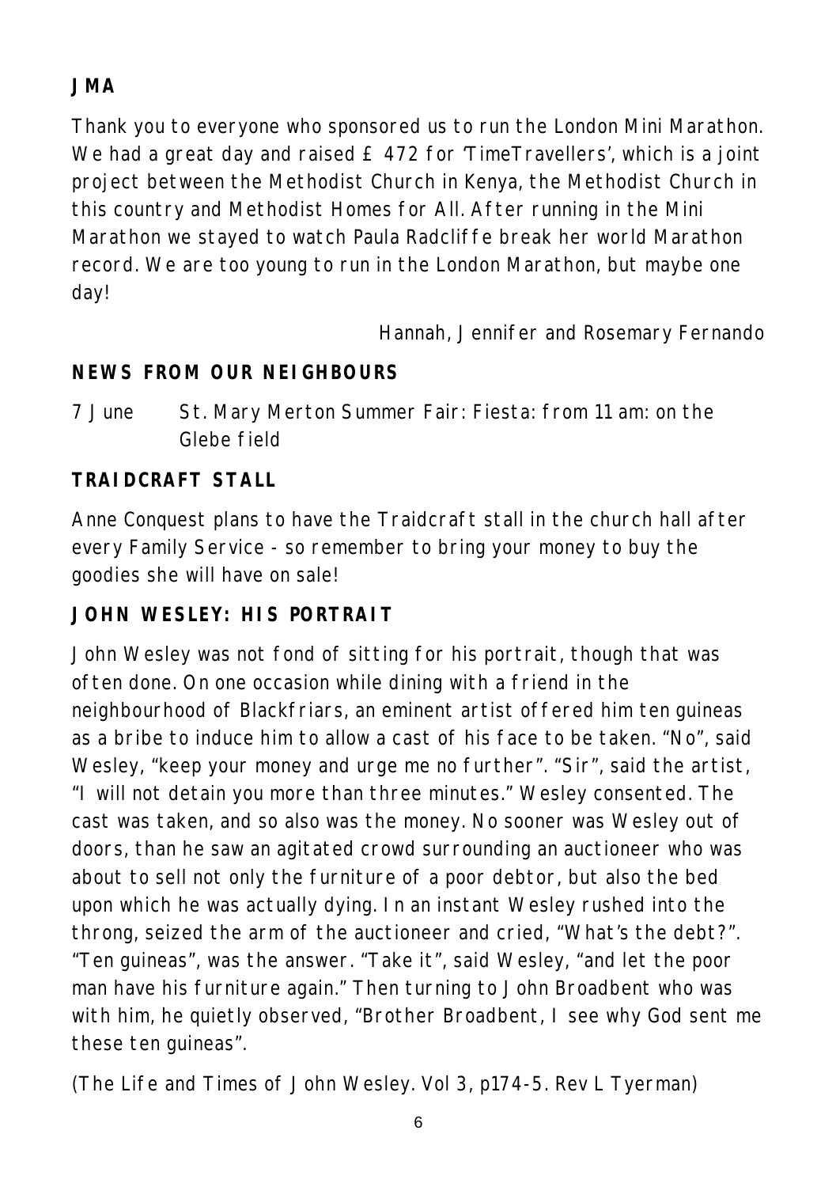**JMA**

Thank you to everyone who sponsored us to run the London Mini Marathon. We had a great day and raised £ 472 for 'TimeTravellers', which is a joint project between the Methodist Church in Kenya, the Methodist Church in this country and Methodist Homes for All. After running in the Mini Marathon we stayed to watch Paula Radcliffe break her world Marathon record. We are too young to run in the London Marathon, but maybe one day!

Hannah, Jennifer and Rosemary Fernando

**NEWS FROM OUR NEIGHBOURS**

7 June St. Mary Merton Summer Fair: Fiesta: from 11 am: on the Glebe field

**TRAIDCRAFT STALL**

Anne Conquest plans to have the Traidcraft stall in the church hall after every Family Service - so remember to bring your money to buy the goodies she will have on sale!

**JOHN WESLEY: HIS PORTRAIT**

John Wesley was not fond of sitting for his portrait, though that was often done. On one occasion while dining with a friend in the neighbourhood of Blackfriars, an eminent artist offered him ten guineas as a bribe to induce him to allow a cast of his face to be taken. "No", said Wesley, "keep your money and urge me no further". "Sir", said the artist, "I will not detain you more than three minutes." Wesley consented. The cast was taken, and so also was the money. No sooner was Wesley out of doors, than he saw an agitated crowd surrounding an auctioneer who was about to sell not only the furniture of a poor debtor, but also the bed upon which he was actually dying. In an instant Wesley rushed into the throng, seized the arm of the auctioneer and cried, "What's the debt?". "Ten guineas", was the answer. "Take it", said Wesley, "and let the poor man have his furniture again." Then turning to John Broadbent who was with him, he quietly observed, "Brother Broadbent, I see why God sent me these ten guineas".

(The Life and Times of John Wesley. Vol 3, p174-5. Rev L Tyerman)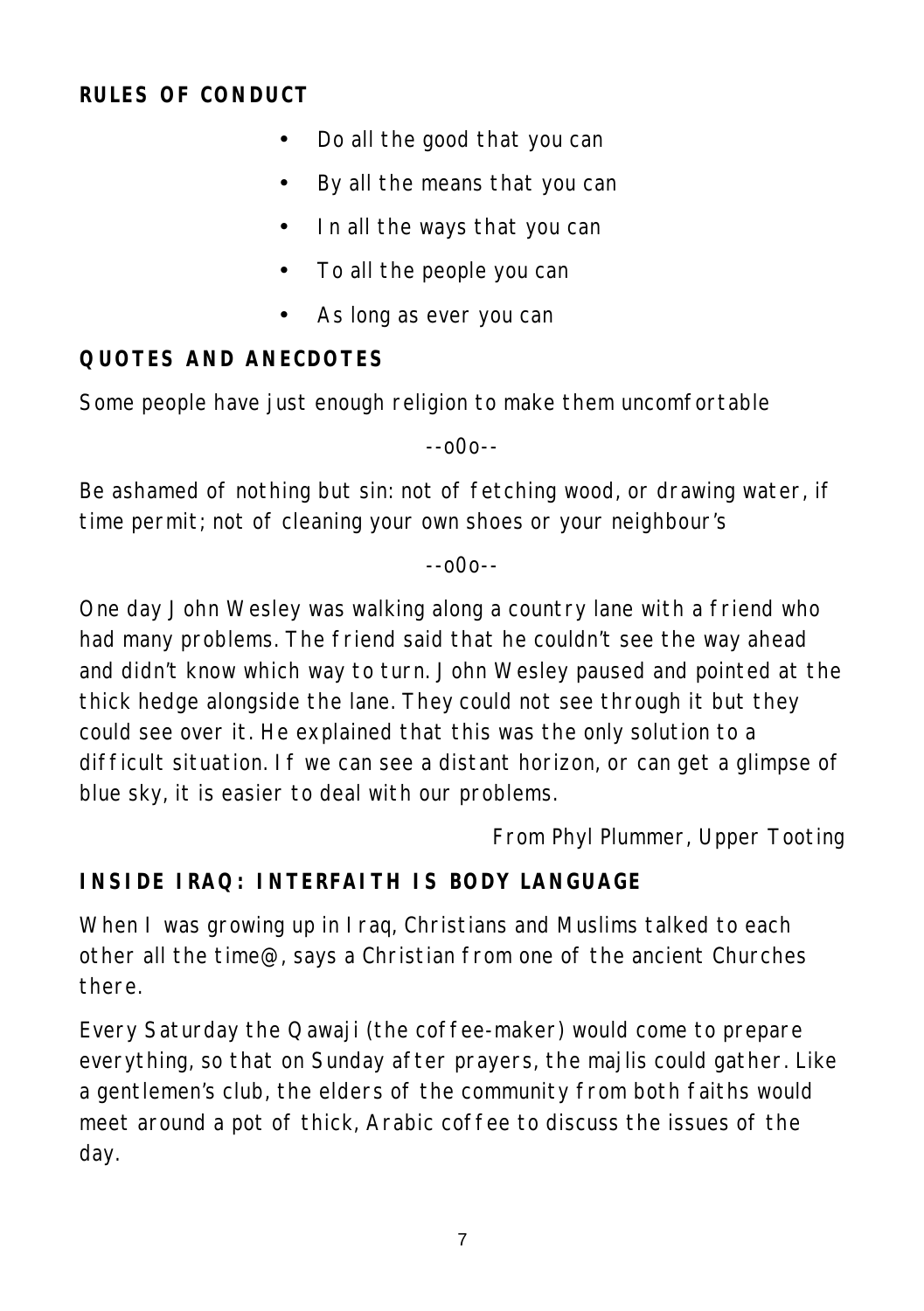**RULES OF CONDUCT**

- Do all the good that you can
- By all the means that you can
- In all the ways that you can
- To all the people you can
- As long as ever you can

**QUOTES AND ANECDOTES**

Some people have just enough religion to make them uncomfortable

--o0o--

Be ashamed of nothing but sin: not of fetching wood, or drawing water, if time permit; not of cleaning your own shoes or your neighbour's

--o0o--

One day John Wesley was walking along a country lane with a friend who had many problems. The friend said that he couldn't see the way ahead and didn't know which way to turn. John Wesley paused and pointed at the thick hedge alongside the lane. They could not see through it but they could see over it. He explained that this was the only solution to a difficult situation. If we can see a distant horizon, or can get a glimpse of blue sky, it is easier to deal with our problems.

From Phyl Plummer, Upper Tooting

**INSIDE IRAQ: INTERFAITH IS BODY LANGUAGE**

When I was growing up in Iraq, Christians and Muslims talked to each other all the time@, says a Christian from one of the ancient Churches there.

Every Saturday the Qawaji (the coffee-maker) would come to prepare everything, so that on Sunday after prayers, the majlis could gather. Like a gentlemen's club, the elders of the community from both faiths would meet around a pot of thick, Arabic coffee to discuss the issues of the day.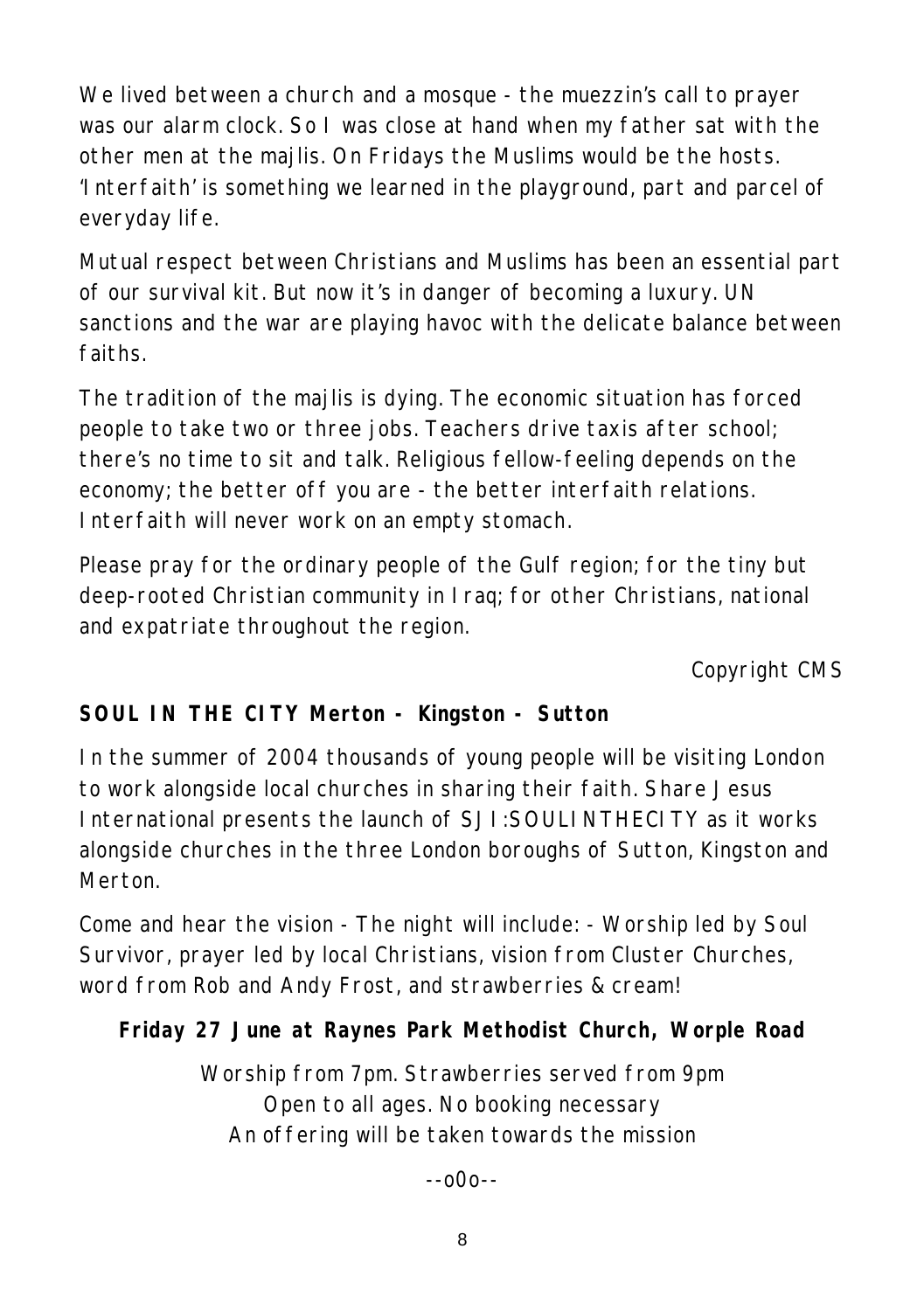We lived between a church and a mosque - the muezzin's call to prayer was our alarm clock. So I was close at hand when my father sat with the other men at the majlis. On Fridays the Muslims would be the hosts. 'Interfaith' is something we learned in the playground, part and parcel of everyday life.

Mutual respect between Christians and Muslims has been an essential part of our survival kit. But now it's in danger of becoming a luxury. UN sanctions and the war are playing havoc with the delicate balance between faiths.

The tradition of the majlis is dying. The economic situation has forced people to take two or three jobs. Teachers drive taxis after school; there's no time to sit and talk. Religious fellow-feeling depends on the economy; the better off you are - the better interfaith relations. Interfaith will never work on an empty stomach.

Please pray for the ordinary people of the Gulf region; for the tiny but deep-rooted Christian community in Iraq; for other Christians, national and expatriate throughout the region.

Copyright CMS

**SOUL IN THE CITY Merton - Kingston - Sutton**

In the summer of 2004 thousands of young people will be visiting London to work alongside local churches in sharing their faith. Share Jesus International presents the launch of SJI:SOULINTHECITY as it works alongside churches in the three London boroughs of Sutton, Kingston and Merton.

Come and hear the vision - The night will include: - Worship led by Soul Survivor, prayer led by local Christians, vision from Cluster Churches, word from Rob and Andy Frost, and strawberries & cream!

**Friday 27 June at Raynes Park Methodist Church, Worple Road**

Worship from 7pm. Strawberries served from 9pm
Open to all ages. No booking necessary
An offering will be taken towards the mission

--o0o--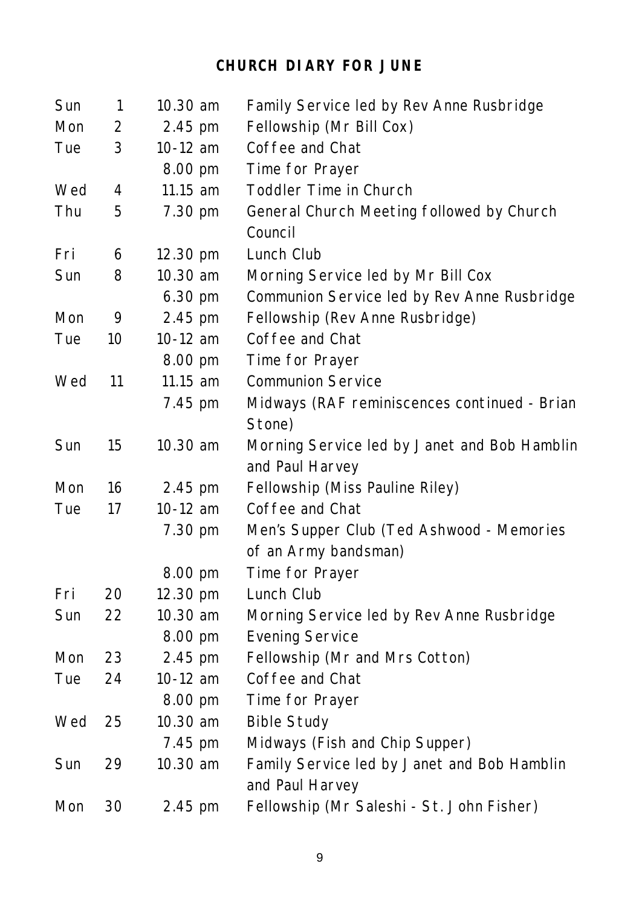**CHURCH DIARY FOR JUNE**

| | | | |
|---|---|---|---|
| Sun | 1 | 10.30 am | Family Service led by Rev Anne Rusbridge |
| Mon | 2 | 2.45 pm | Fellowship (Mr Bill Cox) |
| Tue | 3 | 10-12 am | Coffee and Chat |
| | | 8.00 pm | Time for Prayer |
| Wed | 4 | 11.15 am | Toddler Time in Church |
| Thu | 5 | 7.30 pm | General Church Meeting followed by Church Council |
| Fri | 6 | 12.30 pm | Lunch Club |
| Sun | 8 | 10.30 am | Morning Service led by Mr Bill Cox |
| | | 6.30 pm | Communion Service led by Rev Anne Rusbridge |
| Mon | 9 | 2.45 pm | Fellowship (Rev Anne Rusbridge) |
| Tue | 10 | 10-12 am | Coffee and Chat |
| | | 8.00 pm | Time for Prayer |
| Wed | 11 | 11.15 am | Communion Service |
| | | 7.45 pm | Midways (RAF reminiscences continued - Brian Stone) |
| Sun | 15 | 10.30 am | Morning Service led by Janet and Bob Hamblin and Paul Harvey |
| Mon | 16 | 2.45 pm | Fellowship (Miss Pauline Riley) |
| Tue | 17 | 10-12 am | Coffee and Chat |
| | | 7.30 pm | Men's Supper Club (Ted Ashwood - Memories of an Army bandsman) |
| | | 8.00 pm | Time for Prayer |
| Fri | 20 | 12.30 pm | Lunch Club |
| Sun | 22 | 10.30 am | Morning Service led by Rev Anne Rusbridge |
| | | 8.00 pm | Evening Service |
| Mon | 23 | 2.45 pm | Fellowship (Mr and Mrs Cotton) |
| Tue | 24 | 10-12 am | Coffee and Chat |
| | | 8.00 pm | Time for Prayer |
| Wed | 25 | 10.30 am | Bible Study |
| | | 7.45 pm | Midways (Fish and Chip Supper) |
| Sun | 29 | 10.30 am | Family Service led by Janet and Bob Hamblin and Paul Harvey |
| Mon | 30 | 2.45 pm | Fellowship (Mr Saleshi - St. John Fisher) |